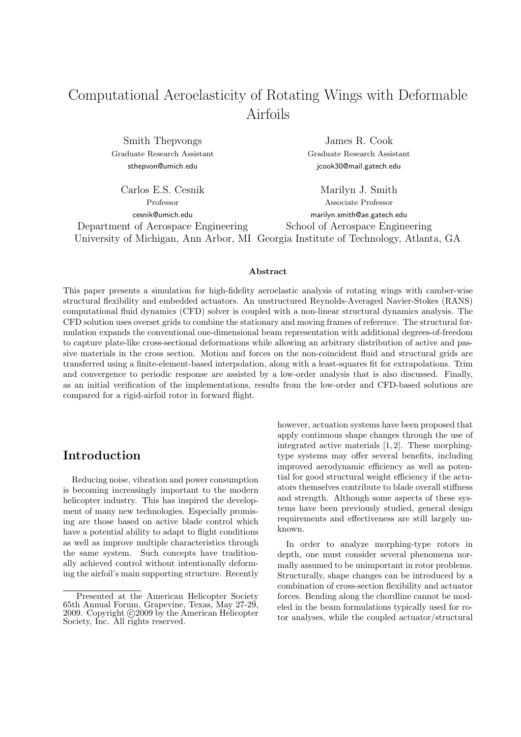# Computational Aeroelasticity of Rotating Wings with Deformable Airfoils

Smith Thepvongs
Graduate Research Assistant
sthepvon@umich.edu

James R. Cook
Graduate Research Assistant
jcook30@mail.gatech.edu

Carlos E.S. Cesnik
Professor
cesnik@umich.edu

Marilyn J. Smith
Associate Professor
marilyn.smith@ae.gatech.edu

Department of Aerospace Engineering
University of Michigan, Ann Arbor, MI

School of Aerospace Engineering
Georgia Institute of Technology, Atlanta, GA

### Abstract

This paper presents a simulation for high-fidelity aeroelastic analysis of rotating wings with camber-wise structural flexibility and embedded actuators. An unstructured Reynolds-Averaged Navier-Stokes (RANS) computational fluid dynamics (CFD) solver is coupled with a non-linear structural dynamics analysis. The CFD solution uses overset grids to combine the stationary and moving frames of reference. The structural formulation expands the conventional one-dimensional beam representation with additional degrees-of-freedom to capture plate-like cross-sectional deformations while allowing an arbitrary distribution of active and passive materials in the cross section. Motion and forces on the non-coincident fluid and structural grids are transferred using a finite-element-based interpolation, along with a least-squares fit for extrapolations. Trim and convergence to periodic response are assisted by a low-order analysis that is also discussed. Finally, as an initial verification of the implementations, results from the low-order and CFD-based solutions are compared for a rigid-airfoil rotor in forward flight.

## Introduction

Reducing noise, vibration and power consumption is becoming increasingly important to the modern helicopter industry. This has inspired the development of many new technologies. Especially promising are those based on active blade control which have a potential ability to adapt to flight conditions as well as improve multiple characteristics through the same system. Such concepts have traditionally achieved control without intentionally deforming the airfoil's main supporting structure. Recently however, actuation systems have been proposed that apply continuous shape changes through the use of integrated active materials [1, 2]. These morphing-type systems may offer several benefits, including improved aerodynamic efficiency as well as potential for good structural weight efficiency if the actuators themselves contribute to blade overall stiffness and strength. Although some aspects of these systems have been previously studied, general design requirements and effectiveness are still largely unknown.

In order to analyze morphing-type rotors in depth, one must consider several phenomena normally assumed to be unimportant in rotor problems. Structurally, shape changes can be introduced by a combination of cross-section flexibility and actuator forces. Bending along the chordline cannot be modeled in the beam formulations typically used for rotor analyses, while the coupled actuator/structural

Presented at the American Helicopter Society 65th Annual Forum, Grapevine, Texas, May 27-29, 2009. Copyright ©2009 by the American Helicopter Society, Inc. All rights reserved.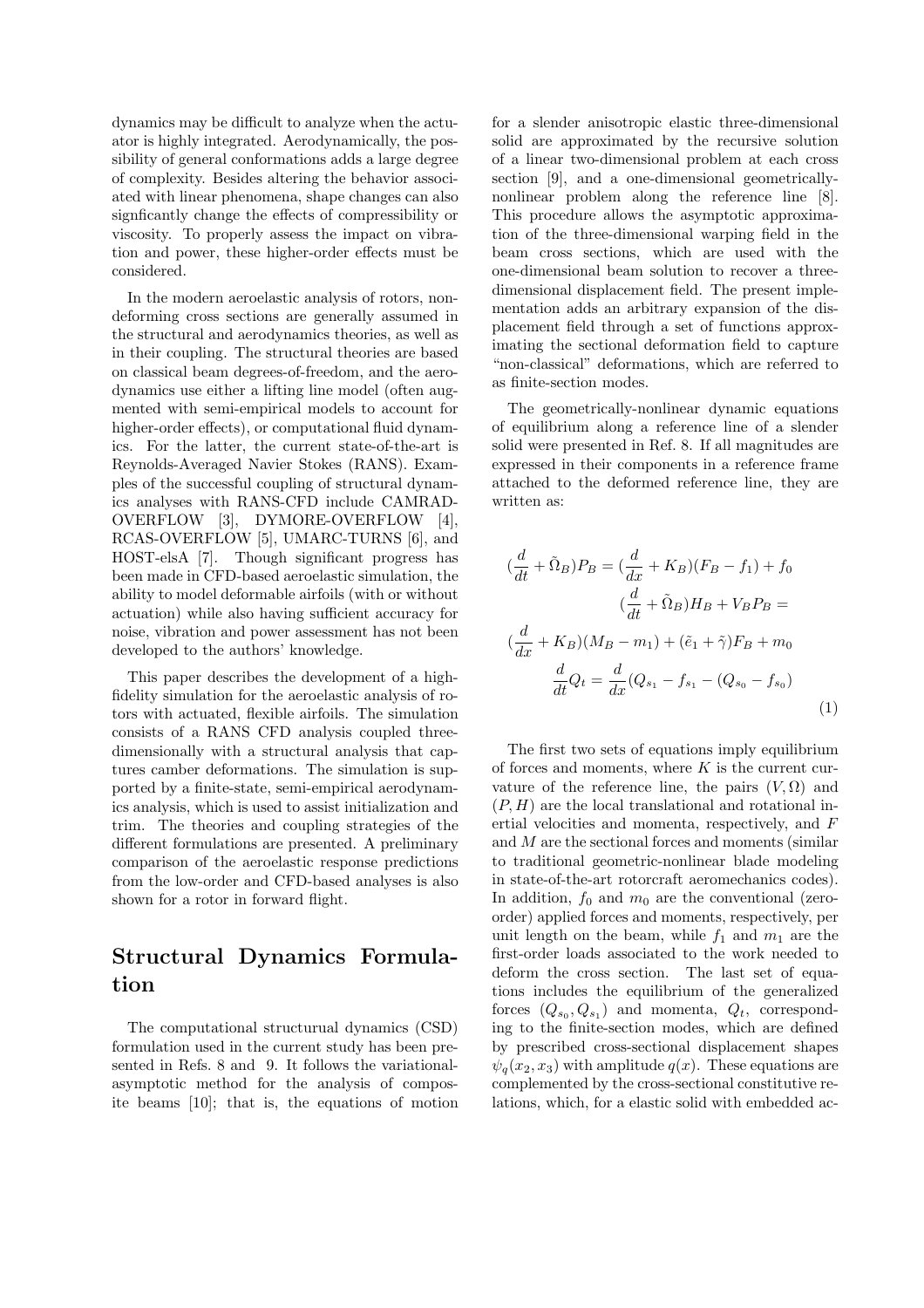dynamics may be difficult to analyze when the actuator is highly integrated. Aerodynamically, the possibility of general conformations adds a large degree of complexity. Besides altering the behavior associated with linear phenomena, shape changes can also signficantly change the effects of compressibility or viscosity. To properly assess the impact on vibration and power, these higher-order effects must be considered.

In the modern aeroelastic analysis of rotors, non-deforming cross sections are generally assumed in the structural and aerodynamics theories, as well as in their coupling. The structural theories are based on classical beam degrees-of-freedom, and the aerodynamics use either a lifting line model (often augmented with semi-empirical models to account for higher-order effects), or computational fluid dynamics. For the latter, the current state-of-the-art is Reynolds-Averaged Navier Stokes (RANS). Examples of the successful coupling of structural dynamics analyses with RANS-CFD include CAMRAD-OVERFLOW [3], DYMORE-OVERFLOW [4], RCAS-OVERFLOW [5], UMARC-TURNS [6], and HOST-elsA [7]. Though significant progress has been made in CFD-based aeroelastic simulation, the ability to model deformable airfoils (with or without actuation) while also having sufficient accuracy for noise, vibration and power assessment has not been developed to the authors' knowledge.

This paper describes the development of a high-fidelity simulation for the aeroelastic analysis of rotors with actuated, flexible airfoils. The simulation consists of a RANS CFD analysis coupled three-dimensionally with a structural analysis that captures camber deformations. The simulation is supported by a finite-state, semi-empirical aerodynamics analysis, which is used to assist initialization and trim. The theories and coupling strategies of the different formulations are presented. A preliminary comparison of the aeroelastic response predictions from the low-order and CFD-based analyses is also shown for a rotor in forward flight.

## Structural Dynamics Formulation

The computational structural dynamics (CSD) formulation used in the current study has been presented in Refs. 8 and 9. It follows the variational-asymptotic method for the analysis of composite beams [10]; that is, the equations of motion for a slender anisotropic elastic three-dimensional solid are approximated by the recursive solution of a linear two-dimensional problem at each cross section [9], and a one-dimensional geometrically-nonlinear problem along the reference line [8]. This procedure allows the asymptotic approximation of the three-dimensional warping field in the beam cross sections, which are used with the one-dimensional beam solution to recover a three-dimensional displacement field. The present implementation adds an arbitrary expansion of the displacement field through a set of functions approximating the sectional deformation field to capture "non-classical" deformations, which are referred to as finite-section modes.

The geometrically-nonlinear dynamic equations of equilibrium along a reference line of a slender solid were presented in Ref. 8. If all magnitudes are expressed in their components in a reference frame attached to the deformed reference line, they are written as:

$$
\begin{aligned}
(\frac{d}{dt} + \tilde{\Omega}_B)P_B &= (\frac{d}{dx} + K_B)(F_B - f_1) + f_0 \\
(\frac{d}{dt} + \tilde{\Omega}_B)H_B + V_B P_B &= \\
(\frac{d}{dx} + K_B)(M_B - m_1) &+ (\tilde{e}_1 + \tilde{\gamma})F_B + m_0 \\
\frac{d}{dt}Q_t &= \frac{d}{dx}(Q_{s_1} - f_{s_1} - (Q_{s_0} - f_{s_0})
\end{aligned}
\tag{1}
$$

The first two sets of equations imply equilibrium of forces and moments, where $K$ is the current curvature of the reference line, the pairs $(V, \Omega)$ and $(P, H)$ are the local translational and rotational inertial velocities and momenta, respectively, and $F$ and $M$ are the sectional forces and moments (similar to traditional geometric-nonlinear blade modeling in state-of-the-art rotorcraft aeromechanics codes). In addition, $f_0$ and $m_0$ are the conventional (zero-order) applied forces and moments, respectively, per unit length on the beam, while $f_1$ and $m_1$ are the first-order loads associated to the work needed to deform the cross section. The last set of equations includes the equilibrium of the generalized forces $(Q_{s_0}, Q_{s_1})$ and momenta, $Q_t$, corresponding to the finite-section modes, which are defined by prescribed cross-sectional displacement shapes $\psi_q(x_2, x_3)$ with amplitude $q(x)$. These equations are complemented by the cross-sectional constitutive relations, which, for a elastic solid with embedded ac-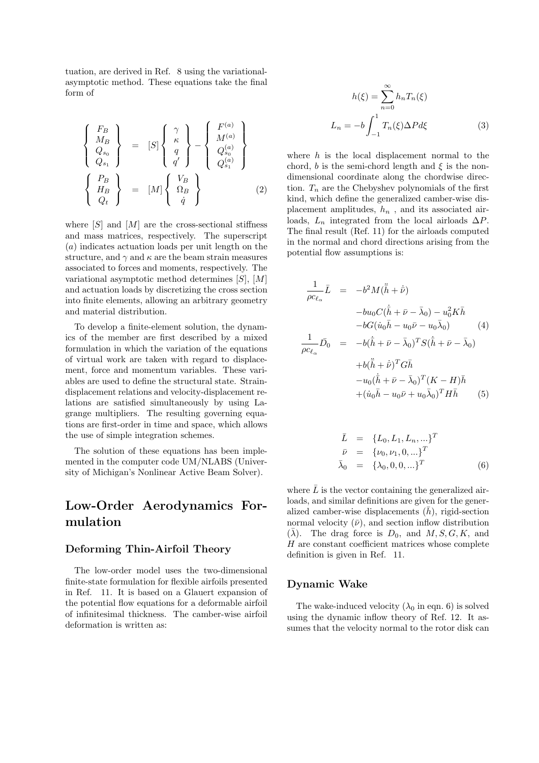tuation, are derived in Ref. 8 using the variational-asymptotic method. These equations take the final form of

$$
\begin{Bmatrix} F_B \\ M_B \\ Q_{s_0} \\ Q_{s_1} \end{Bmatrix} = [S] \begin{Bmatrix} \gamma \\ \kappa \\ q \\ q' \end{Bmatrix} - \begin{Bmatrix} F^{(a)} \\ M^{(a)} \\ Q_{s_0}^{(a)} \\ Q_{s_1}^{(a)} \end{Bmatrix}
$$

$$
\begin{Bmatrix} P_B \\ H_B \\ Q_t \end{Bmatrix} = [M] \begin{Bmatrix} V_B \\ \Omega_B \\ \dot{q} \end{Bmatrix} \tag{2}
$$

where $[S]$ and $[M]$ are the cross-sectional stiffness and mass matrices, respectively. The superscript $(a)$ indicates actuation loads per unit length on the structure, and $\gamma$ and $\kappa$ are the beam strain measures associated to forces and moments, respectively. The variational asymptotic method determines $[S]$, $[M]$ and actuation loads by discretizing the cross section into finite elements, allowing an arbitrary geometry and material distribution.

To develop a finite-element solution, the dynamics of the member are first described by a mixed formulation in which the variation of the equations of virtual work are taken with regard to displacement, force and momentum variables. These variables are used to define the structural state. Strain-displacement relations and velocity-displacement relations are satisfied simultaneously by using Lagrange multipliers. The resulting governing equations are first-order in time and space, which allows the use of simple integration schemes.

The solution of these equations has been implemented in the computer code UM/NLABS (University of Michigan's Nonlinear Active Beam Solver).

## Low-Order Aerodynamics Formulation

### Deforming Thin-Airfoil Theory

The low-order model uses the two-dimensional finite-state formulation for flexible airfoils presented in Ref. 11. It is based on a Glauert expansion of the potential flow equations for a deformable airfoil of infinitesimal thickness. The camber-wise airfoil deformation is written as:

$$
h(\xi) = \sum_{n=0}^{\infty} h_n T_n(\xi)
$$

$$
L_n = -b \int_{-1}^{1} T_n(\xi) \Delta P d\xi \tag{3}
$$

where $h$ is the local displacement normal to the chord, $b$ is the semi-chord length and $\xi$ is the non-dimensional coordinate along the chordwise direction. $T_n$ are the Chebyshev polynomials of the first kind, which define the generalized camber-wise displacement amplitudes, $h_n$ , and its associated airloads, $L_n$ integrated from the local airloads $\Delta P$. The final result (Ref. 11) for the airloads computed in the normal and chord directions arising from the potential flow assumptions is:

$$
\begin{aligned}
\frac{1}{\rho c_{\ell_\alpha}} \bar{L} &= -b^2 M(\ddot{\bar{h}} + \dot{\bar{\nu}}) \\
&\quad -b u_0 C(\dot{\bar{h}} + \bar{\nu} - \bar{\lambda}_0) - u_0^2 K \bar{h} \\
&\quad -b G(\dot{u}_0 \bar{h} - u_0 \bar{\nu} - u_0 \bar{\lambda}_0)
\end{aligned} \tag{4}
$$

$$
\begin{aligned}
\frac{1}{\rho c_{\ell_\alpha}} \bar{D}_0 &= -b(\dot{\bar{h}} + \bar{\nu} - \bar{\lambda}_0)^T S (\dot{\bar{h}} + \bar{\nu} - \bar{\lambda}_0) \\
&\quad + b(\ddot{\bar{h}} + \dot{\bar{\nu}})^T G \bar{h} \\
&\quad - u_0 (\dot{\bar{h}} + \bar{\nu} - \bar{\lambda}_0)^T (K - H) \bar{h} \\
&\quad + (\dot{u}_0 \bar{h} - u_0 \bar{\nu} + u_0 \bar{\lambda}_0)^T H \bar{h}
\end{aligned} \tag{5}
$$

$$
\begin{aligned}
\bar{L} &= \{L_0, L_1, L_n, ...\}^T \\
\bar{\nu} &= \{\nu_0, \nu_1, 0, ...\}^T \\
\bar{\lambda}_0 &= \{\lambda_0, 0, 0, ...\}^T
\end{aligned} \tag{6}
$$

where $\bar{L}$ is the vector containing the generalized airloads, and similar definitions are given for the generalized camber-wise displacements ($\bar{h}$), rigid-section normal velocity ($\bar{\nu}$), and section inflow distribution ($\bar{\lambda}$). The drag force is $D_0$, and $M, S, G, K$, and $H$ are constant coefficient matrices whose complete definition is given in Ref. 11.

### Dynamic Wake

The wake-induced velocity ($\lambda_0$ in eqn. 6) is solved using the dynamic inflow theory of Ref. 12. It assumes that the velocity normal to the rotor disk can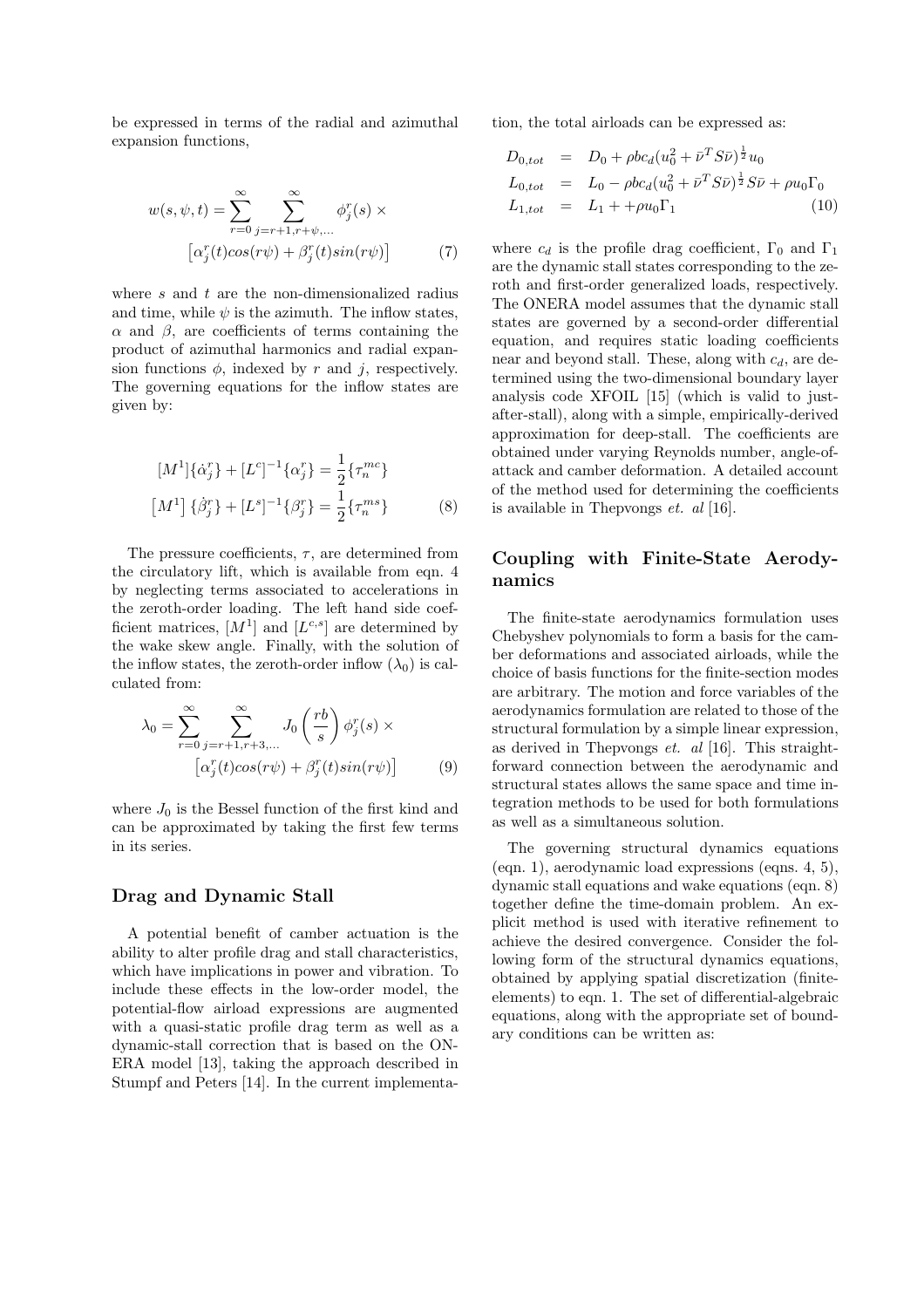be expressed in terms of the radial and azimuthal expansion functions,

$$w(s,\psi,t) = \sum_{r=0}^{\infty} \sum_{j=r+1,r+\psi,...}^{\infty} \phi_j^r(s) \times \left[\alpha_j^r(t)cos(r\psi) + \beta_j^r(t)sin(r\psi)\right] \tag{7}$$

where $s$ and $t$ are the non-dimensionalized radius and time, while $\psi$ is the azimuth. The inflow states, $\alpha$ and $\beta$, are coefficients of terms containing the product of azimuthal harmonics and radial expansion functions $\phi$, indexed by $r$ and $j$, respectively. The governing equations for the inflow states are given by:

$$\begin{aligned}
[M^1]\{\dot{\alpha}_j^r\} + [L^c]^{-1}\{\alpha_j^r\} &= \frac{1}{2}\{\tau_n^{mc}\} \\
\left[M^1\right]\{\dot{\beta}_j^r\} + [L^s]^{-1}\{\beta_j^r\} &= \frac{1}{2}\{\tau_n^{ms}\}
\end{aligned} \tag{8}$$

The pressure coefficients, $\tau$, are determined from the circulatory lift, which is available from eqn. 4 by neglecting terms associated to accelerations in the zeroth-order loading. The left hand side coefficient matrices, $[M^1]$ and $[L^{c,s}]$ are determined by the wake skew angle. Finally, with the solution of the inflow states, the zeroth-order inflow ($\lambda_0$) is calculated from:

$$\lambda_0 = \sum_{r=0}^{\infty} \sum_{j=r+1,r+3,...}^{\infty} J_0\left(\frac{rb}{s}\right)\phi_j^r(s) \times \left[\alpha_j^r(t)cos(r\psi) + \beta_j^r(t)sin(r\psi)\right] \tag{9}$$

where $J_0$ is the Bessel function of the first kind and can be approximated by taking the first few terms in its series.

## Drag and Dynamic Stall

A potential benefit of camber actuation is the ability to alter profile drag and stall characteristics, which have implications in power and vibration. To include these effects in the low-order model, the potential-flow airload expressions are augmented with a quasi-static profile drag term as well as a dynamic-stall correction that is based on the ONERA model [13], taking the approach described in Stumpf and Peters [14]. In the current implementation, the total airloads can be expressed as:

$$\begin{aligned}
D_{0,tot} &= D_0 + \rho b c_d (u_0^2 + \bar{\nu}^T S \bar{\nu})^{\frac{1}{2}} u_0 \\
L_{0,tot} &= L_0 - \rho b c_d (u_0^2 + \bar{\nu}^T S \bar{\nu})^{\frac{1}{2}} S \bar{\nu} + \rho u_0 \Gamma_0 \\
L_{1,tot} &= L_1 + +\rho u_0 \Gamma_1
\end{aligned} \tag{10}$$

where $c_d$ is the profile drag coefficient, $\Gamma_0$ and $\Gamma_1$ are the dynamic stall states corresponding to the zeroth and first-order generalized loads, respectively. The ONERA model assumes that the dynamic stall states are governed by a second-order differential equation, and requires static loading coefficients near and beyond stall. These, along with $c_d$, are determined using the two-dimensional boundary layer analysis code XFOIL [15] (which is valid to just-after-stall), along with a simple, empirically-derived approximation for deep-stall. The coefficients are obtained under varying Reynolds number, angle-of-attack and camber deformation. A detailed account of the method used for determining the coefficients is available in Thepvongs *et. al* [16].

## Coupling with Finite-State Aerodynamics

The finite-state aerodynamics formulation uses Chebyshev polynomials to form a basis for the camber deformations and associated airloads, while the choice of basis functions for the finite-section modes are arbitrary. The motion and force variables of the aerodynamics formulation are related to those of the structural formulation by a simple linear expression, as derived in Thepvongs *et. al* [16]. This straightforward connection between the aerodynamic and structural states allows the same space and time integration methods to be used for both formulations as well as a simultaneous solution.

The governing structural dynamics equations (eqn. 1), aerodynamic load expressions (eqns. 4, 5), dynamic stall equations and wake equations (eqn. 8) together define the time-domain problem. An explicit method is used with iterative refinement to achieve the desired convergence. Consider the following form of the structural dynamics equations, obtained by applying spatial discretization (finite-elements) to eqn. 1. The set of differential-algebraic equations, along with the appropriate set of boundary conditions can be written as: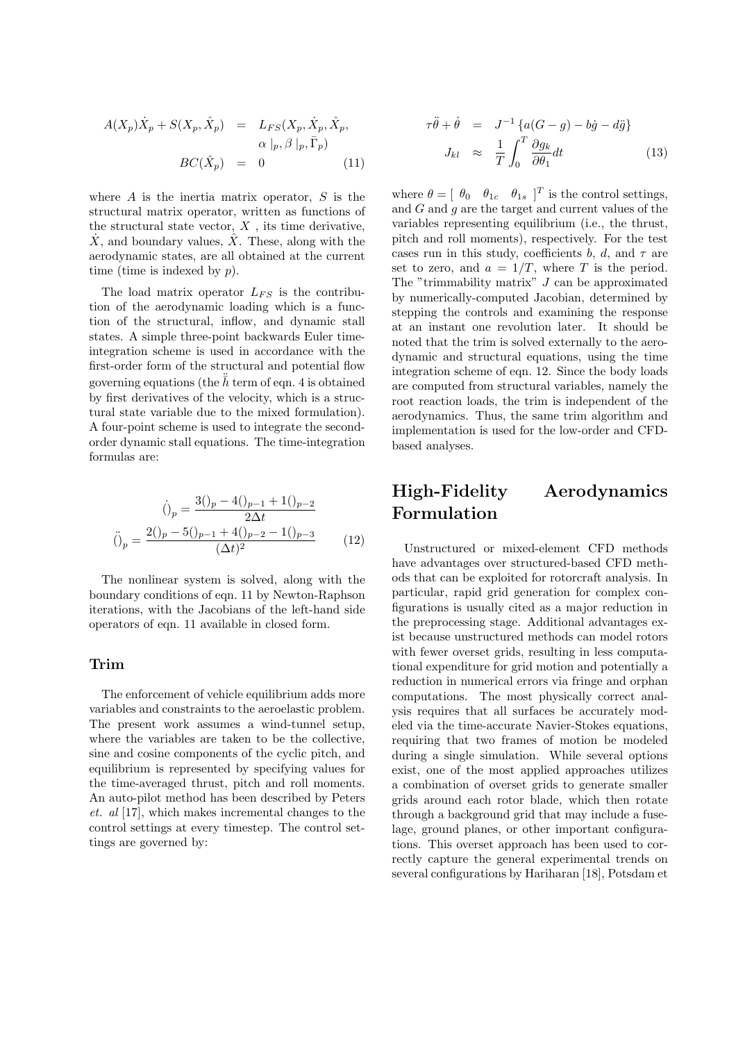$$
\begin{aligned}
A(X_p)\dot{X}_p + S(X_p, \hat{X}_p) &= L_{FS}(X_p, \dot{X}_p, \hat{X}_p, \\
&\qquad \alpha\mid_p, \beta\mid_p, \bar{\Gamma}_p) \\
BC(\hat{X}_p) &= 0 \qquad (11)
\end{aligned}
$$

where $A$ is the inertia matrix operator, $S$ is the structural matrix operator, written as functions of the structural state vector, $X$ , its time derivative, $\dot{X}$, and boundary values, $\hat{X}$. These, along with the aerodynamic states, are all obtained at the current time (time is indexed by $p$).

The load matrix operator $L_{FS}$ is the contribution of the aerodynamic loading which is a function of the structural, inflow, and dynamic stall states. A simple three-point backwards Euler time-integration scheme is used in accordance with the first-order form of the structural and potential flow governing equations (the $\ddot{\bar{h}}$ term of eqn. 4 is obtained by first derivatives of the velocity, which is a structural state variable due to the mixed formulation). A four-point scheme is used to integrate the second-order dynamic stall equations. The time-integration formulas are:

$$
\begin{aligned}
\dot{()}_p &= \frac{3()_p - 4()_{p-1} + 1()_{p-2}}{2\Delta t} \\
\ddot{()}_p &= \frac{2()_p - 5()_{p-1} + 4()_{p-2} - 1()_{p-3}}{(\Delta t)^2} \qquad (12)
\end{aligned}
$$

The nonlinear system is solved, along with the boundary conditions of eqn. 11 by Newton-Raphson iterations, with the Jacobians of the left-hand side operators of eqn. 11 available in closed form.

### Trim

The enforcement of vehicle equilibrium adds more variables and constraints to the aeroelastic problem. The present work assumes a wind-tunnel setup, where the variables are taken to be the collective, sine and cosine components of the cyclic pitch, and equilibrium is represented by specifying values for the time-averaged thrust, pitch and roll moments. An auto-pilot method has been described by Peters *et. al* [17], which makes incremental changes to the control settings at every timestep. The control settings are governed by:

$$
\begin{aligned}
\tau\ddot{\theta} + \dot{\theta} &= J^{-1}\left\{a(G-g) - b\dot{g} - d\ddot{g}\right\} \\
J_{kl} &\approx \frac{1}{T}\int_0^T \frac{\partial g_k}{\partial \theta_1} dt \qquad (13)
\end{aligned}
$$

where $\theta = [\ \theta_0 \quad \theta_{1c} \quad \theta_{1s}\ ]^T$ is the control settings, and $G$ and $g$ are the target and current values of the variables representing equilibrium (i.e., the thrust, pitch and roll moments), respectively. For the test cases run in this study, coefficients $b$, $d$, and $\tau$ are set to zero, and $a = 1/T$, where $T$ is the period. The "trimmability matrix" $J$ can be approximated by numerically-computed Jacobian, determined by stepping the controls and examining the response at an instant one revolution later. It should be noted that the trim is solved externally to the aerodynamic and structural equations, using the time integration scheme of eqn. 12. Since the body loads are computed from structural variables, namely the root reaction loads, the trim is independent of the aerodynamics. Thus, the same trim algorithm and implementation is used for the low-order and CFD-based analyses.

## High-Fidelity Aerodynamics Formulation

Unstructured or mixed-element CFD methods have advantages over structured-based CFD methods that can be exploited for rotorcraft analysis. In particular, rapid grid generation for complex configurations is usually cited as a major reduction in the preprocessing stage. Additional advantages exist because unstructured methods can model rotors with fewer overset grids, resulting in less computational expenditure for grid motion and potentially a reduction in numerical errors via fringe and orphan computations. The most physically correct analysis requires that all surfaces be accurately modeled via the time-accurate Navier-Stokes equations, requiring that two frames of motion be modeled during a single simulation. While several options exist, one of the most applied approaches utilizes a combination of overset grids to generate smaller grids around each rotor blade, which then rotate through a background grid that may include a fuselage, ground planes, or other important configurations. This overset approach has been used to correctly capture the general experimental trends on several configurations by Hariharan [18], Potsdam et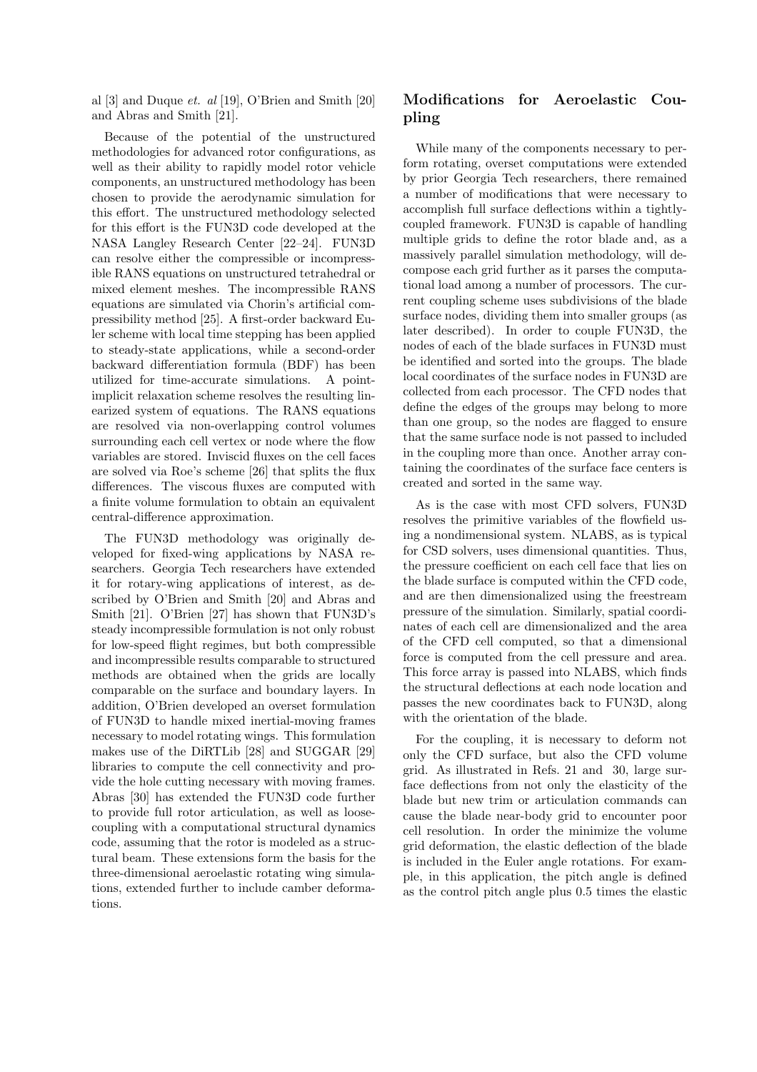al [3] and Duque *et. al* [19], O'Brien and Smith [20] and Abras and Smith [21].

Because of the potential of the unstructured methodologies for advanced rotor configurations, as well as their ability to rapidly model rotor vehicle components, an unstructured methodology has been chosen to provide the aerodynamic simulation for this effort. The unstructured methodology selected for this effort is the FUN3D code developed at the NASA Langley Research Center [22–24]. FUN3D can resolve either the compressible or incompressible RANS equations on unstructured tetrahedral or mixed element meshes. The incompressible RANS equations are simulated via Chorin's artificial compressibility method [25]. A first-order backward Euler scheme with local time stepping has been applied to steady-state applications, while a second-order backward differentiation formula (BDF) has been utilized for time-accurate simulations. A point-implicit relaxation scheme resolves the resulting linearized system of equations. The RANS equations are resolved via non-overlapping control volumes surrounding each cell vertex or node where the flow variables are stored. Inviscid fluxes on the cell faces are solved via Roe's scheme [26] that splits the flux differences. The viscous fluxes are computed with a finite volume formulation to obtain an equivalent central-difference approximation.

The FUN3D methodology was originally developed for fixed-wing applications by NASA researchers. Georgia Tech researchers have extended it for rotary-wing applications of interest, as described by O'Brien and Smith [20] and Abras and Smith [21]. O'Brien [27] has shown that FUN3D's steady incompressible formulation is not only robust for low-speed flight regimes, but both compressible and incompressible results comparable to structured methods are obtained when the grids are locally comparable on the surface and boundary layers. In addition, O'Brien developed an overset formulation of FUN3D to handle mixed inertial-moving frames necessary to model rotating wings. This formulation makes use of the DiRTLib [28] and SUGGAR [29] libraries to compute the cell connectivity and provide the hole cutting necessary with moving frames. Abras [30] has extended the FUN3D code further to provide full rotor articulation, as well as loose-coupling with a computational structural dynamics code, assuming that the rotor is modeled as a structural beam. These extensions form the basis for the three-dimensional aeroelastic rotating wing simulations, extended further to include camber deformations.

## Modifications for Aeroelastic Coupling

While many of the components necessary to perform rotating, overset computations were extended by prior Georgia Tech researchers, there remained a number of modifications that were necessary to accomplish full surface deflections within a tightly-coupled framework. FUN3D is capable of handling multiple grids to define the rotor blade and, as a massively parallel simulation methodology, will decompose each grid further as it parses the computational load among a number of processors. The current coupling scheme uses subdivisions of the blade surface nodes, dividing them into smaller groups (as later described). In order to couple FUN3D, the nodes of each of the blade surfaces in FUN3D must be identified and sorted into the groups. The blade local coordinates of the surface nodes in FUN3D are collected from each processor. The CFD nodes that define the edges of the groups may belong to more than one group, so the nodes are flagged to ensure that the same surface node is not passed to included in the coupling more than once. Another array containing the coordinates of the surface face centers is created and sorted in the same way.

As is the case with most CFD solvers, FUN3D resolves the primitive variables of the flowfield using a nondimensional system. NLABS, as is typical for CSD solvers, uses dimensional quantities. Thus, the pressure coefficient on each cell face that lies on the blade surface is computed within the CFD code, and are then dimensionalized using the freestream pressure of the simulation. Similarly, spatial coordinates of each cell are dimensionalized and the area of the CFD cell computed, so that a dimensional force is computed from the cell pressure and area. This force array is passed into NLABS, which finds the structural deflections at each node location and passes the new coordinates back to FUN3D, along with the orientation of the blade.

For the coupling, it is necessary to deform not only the CFD surface, but also the CFD volume grid. As illustrated in Refs. 21 and 30, large surface deflections from not only the elasticity of the blade but new trim or articulation commands can cause the blade near-body grid to encounter poor cell resolution. In order the minimize the volume grid deformation, the elastic deflection of the blade is included in the Euler angle rotations. For example, in this application, the pitch angle is defined as the control pitch angle plus 0.5 times the elastic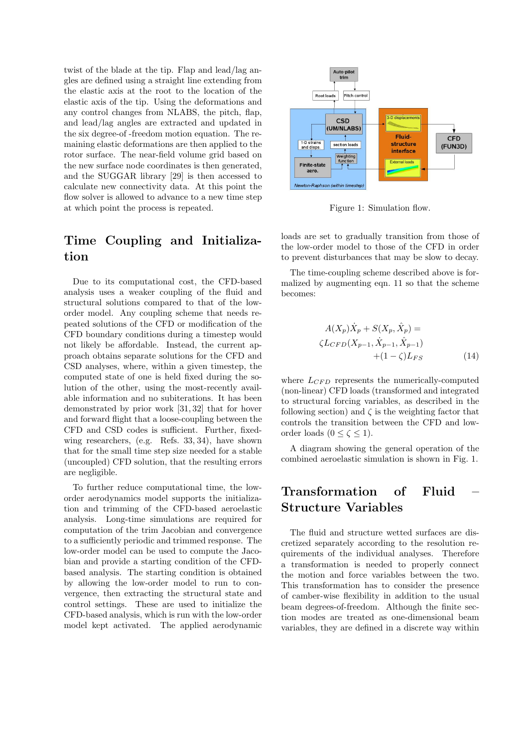twist of the blade at the tip. Flap and lead/lag angles are defined using a straight line extending from the elastic axis at the root to the location of the elastic axis of the tip. Using the deformations and any control changes from NLABS, the pitch, flap, and lead/lag angles are extracted and updated in the six degree-of -freedom motion equation. The remaining elastic deformations are then applied to the rotor surface. The near-field volume grid based on the new surface node coordinates is then generated, and the SUGGAR library [29] is then accessed to calculate new connectivity data. At this point the flow solver is allowed to advance to a new time step at which point the process is repeated.

Figure 1: Simulation flow.

## Time Coupling and Initialization

Due to its computational cost, the CFD-based analysis uses a weaker coupling of the fluid and structural solutions compared to that of the low-order model. Any coupling scheme that needs repeated solutions of the CFD or modification of the CFD boundary conditions during a timestep would not likely be affordable. Instead, the current approach obtains separate solutions for the CFD and CSD analyses, where, within a given timestep, the computed state of one is held fixed during the solution of the other, using the most-recently available information and no subiterations. It has been demonstrated by prior work [31, 32] that for hover and forward flight that a loose-coupling between the CFD and CSD codes is sufficient. Further, fixed-wing researchers, (e.g. Refs. 33, 34), have shown that for the small time step size needed for a stable (uncoupled) CFD solution, that the resulting errors are negligible.

To further reduce computational time, the low-order aerodynamics model supports the initialization and trimming of the CFD-based aeroelastic analysis. Long-time simulations are required for computation of the trim Jacobian and convergence to a sufficiently periodic and trimmed response. The low-order model can be used to compute the Jacobian and provide a starting condition of the CFD-based analysis. The starting condition is obtained by allowing the low-order model to run to convergence, then extracting the structural state and control settings. These are used to initialize the CFD-based analysis, which is run with the low-order model kept activated. The applied aerodynamic loads are set to gradually transition from those of the low-order model to those of the CFD in order to prevent disturbances that may be slow to decay.

The time-coupling scheme described above is formalized by augmenting eqn. 11 so that the scheme becomes:

$$A(X_p)\dot{X}_p + S(X_p, \hat{X}_p) = \zeta L_{CFD}(X_{p-1}, \dot{X}_{p-1}, \hat{X}_{p-1}) + (1-\zeta)L_{FS} \tag{14}$$

where $L_{CFD}$ represents the numerically-computed (non-linear) CFD loads (transformed and integrated to structural forcing variables, as described in the following section) and $\zeta$ is the weighting factor that controls the transition between the CFD and low-order loads ($0 \leq \zeta \leq 1$).

A diagram showing the general operation of the combined aeroelastic simulation is shown in Fig. 1.

## Transformation of Fluid – Structure Variables

The fluid and structure wetted surfaces are discretized separately according to the resolution requirements of the individual analyses. Therefore a transformation is needed to properly connect the motion and force variables between the two. This transformation has to consider the presence of camber-wise flexibility in addition to the usual beam degrees-of-freedom. Although the finite section modes are treated as one-dimensional beam variables, they are defined in a discrete way within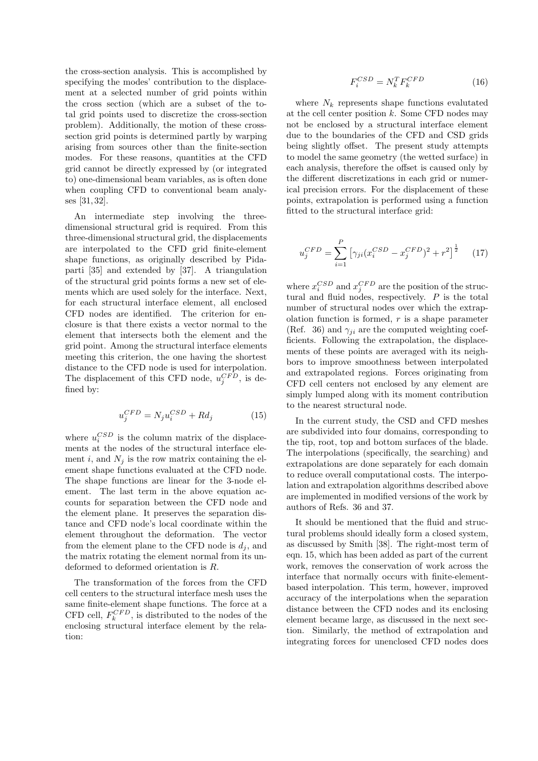the cross-section analysis. This is accomplished by specifying the modes' contribution to the displacement at a selected number of grid points within the cross section (which are a subset of the total grid points used to discretize the cross-section problem). Additionally, the motion of these cross-section grid points is determined partly by warping arising from sources other than the finite-section modes. For these reasons, quantities at the CFD grid cannot be directly expressed by (or integrated to) one-dimensional beam variables, as is often done when coupling CFD to conventional beam analyses [31, 32].

An intermediate step involving the three-dimensional structural grid is required. From this three-dimensional structural grid, the displacements are interpolated to the CFD grid finite-element shape functions, as originally described by Pidaparti [35] and extended by [37]. A triangulation of the structural grid points forms a new set of elements which are used solely for the interface. Next, for each structural interface element, all enclosed CFD nodes are identified. The criterion for enclosure is that there exists a vector normal to the element that intersects both the element and the grid point. Among the structural interface elements meeting this criterion, the one having the shortest distance to the CFD node is used for interpolation. The displacement of this CFD node, $u_j^{CFD}$, is defined by:

$$u_j^{CFD} = N_j u_i^{CSD} + R d_j \tag{15}$$

where $u_i^{CSD}$ is the column matrix of the displacements at the nodes of the structural interface element $i$, and $N_j$ is the row matrix containing the element shape functions evaluated at the CFD node. The shape functions are linear for the 3-node element. The last term in the above equation accounts for separation between the CFD node and the element plane. It preserves the separation distance and CFD node's local coordinate within the element throughout the deformation. The vector from the element plane to the CFD node is $d_j$, and the matrix rotating the element normal from its undeformed to deformed orientation is $R$.

The transformation of the forces from the CFD cell centers to the structural interface mesh uses the same finite-element shape functions. The force at a CFD cell, $F_k^{CFD}$, is distributed to the nodes of the enclosing structural interface element by the relation:

$$F_i^{CSD} = N_k^T F_k^{CFD} \tag{16}$$

where $N_k$ represents shape functions evalutated at the cell center position $k$. Some CFD nodes may not be enclosed by a structural interface element due to the boundaries of the CFD and CSD grids being slightly offset. The present study attempts to model the same geometry (the wetted surface) in each analysis, therefore the offset is caused only by the different discretizations in each grid or numerical precision errors. For the displacement of these points, extrapolation is performed using a function fitted to the structural interface grid:

$$u_j^{CFD} = \sum_{i=1}^{P} \left[ \gamma_{ji} (x_i^{CSD} - x_j^{CFD})^2 + r^2 \right]^{\frac{1}{2}} \tag{17}$$

where $x_i^{CSD}$ and $x_j^{CFD}$ are the position of the structural and fluid nodes, respectively. $P$ is the total number of structural nodes over which the extrapolation function is formed, $r$ is a shape parameter (Ref. 36) and $\gamma_{ji}$ are the computed weighting coefficients. Following the extrapolation, the displacements of these points are averaged with its neighbors to improve smoothness between interpolated and extrapolated regions. Forces originating from CFD cell centers not enclosed by any element are simply lumped along with its moment contribution to the nearest structural node.

In the current study, the CSD and CFD meshes are subdivided into four domains, corresponding to the tip, root, top and bottom surfaces of the blade. The interpolations (specifically, the searching) and extrapolations are done separately for each domain to reduce overall computational costs. The interpolation and extrapolation algorithms described above are implemented in modified versions of the work by authors of Refs. 36 and 37.

It should be mentioned that the fluid and structural problems should ideally form a closed system, as discussed by Smith [38]. The right-most term of eqn. 15, which has been added as part of the current work, removes the conservation of work across the interface that normally occurs with finite-element-based interpolation. This term, however, improved accuracy of the interpolations when the separation distance between the CFD nodes and its enclosing element became large, as discussed in the next section. Similarly, the method of extrapolation and integrating forces for unenclosed CFD nodes does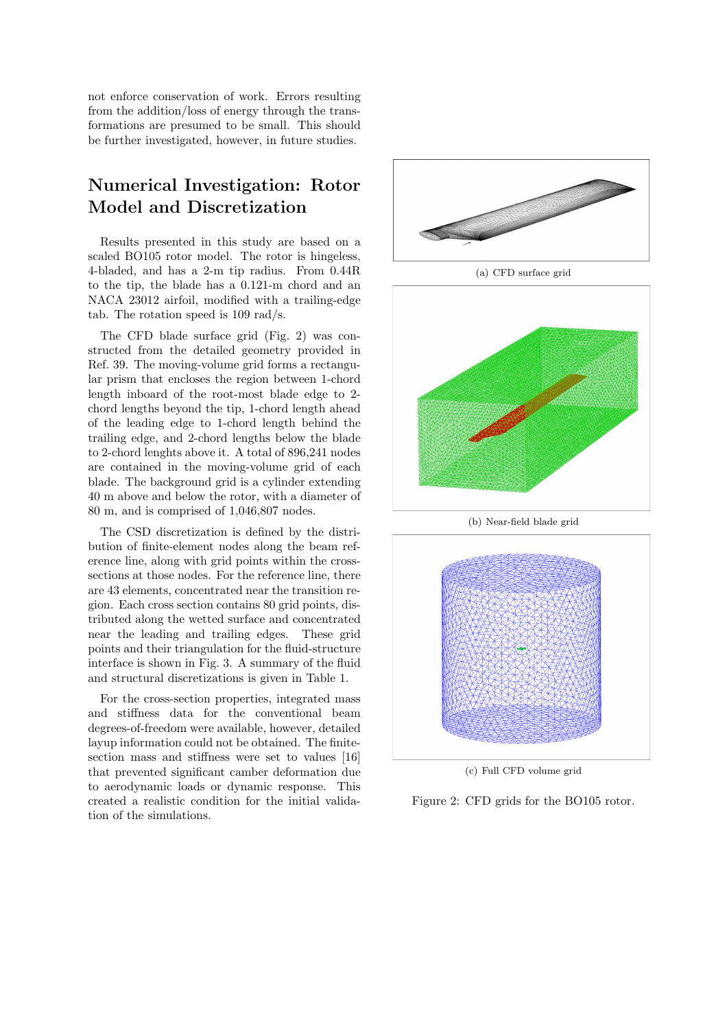not enforce conservation of work. Errors resulting from the addition/loss of energy through the transformations are presumed to be small. This should be further investigated, however, in future studies.

## Numerical Investigation: Rotor Model and Discretization

Results presented in this study are based on a scaled BO105 rotor model. The rotor is hingeless, 4-bladed, and has a 2-m tip radius. From 0.44R to the tip, the blade has a 0.121-m chord and an NACA 23012 airfoil, modified with a trailing-edge tab. The rotation speed is 109 rad/s.

The CFD blade surface grid (Fig. 2) was constructed from the detailed geometry provided in Ref. 39. The moving-volume grid forms a rectangular prism that encloses the region between 1-chord length inboard of the root-most blade edge to 2-chord lengths beyond the tip, 1-chord length ahead of the leading edge to 1-chord length behind the trailing edge, and 2-chord lengths below the blade to 2-chord lenghts above it. A total of 896,241 nodes are contained in the moving-volume grid of each blade. The background grid is a cylinder extending 40 m above and below the rotor, with a diameter of 80 m, and is comprised of 1,046,807 nodes.

The CSD discretization is defined by the distribution of finite-element nodes along the beam reference line, along with grid points within the cross-sections at those nodes. For the reference line, there are 43 elements, concentrated near the transition region. Each cross section contains 80 grid points, distributed along the wetted surface and concentrated near the leading and trailing edges. These grid points and their triangulation for the fluid-structure interface is shown in Fig. 3. A summary of the fluid and structural discretizations is given in Table 1.

For the cross-section properties, integrated mass and stiffness data for the conventional beam degrees-of-freedom were available, however, detailed layup information could not be obtained. The finite-section mass and stiffness were set to values [16] that prevented significant camber deformation due to aerodynamic loads or dynamic response. This created a realistic condition for the initial validation of the simulations.

(a) CFD surface grid

(b) Near-field blade grid

(c) Full CFD volume grid

Figure 2: CFD grids for the BO105 rotor.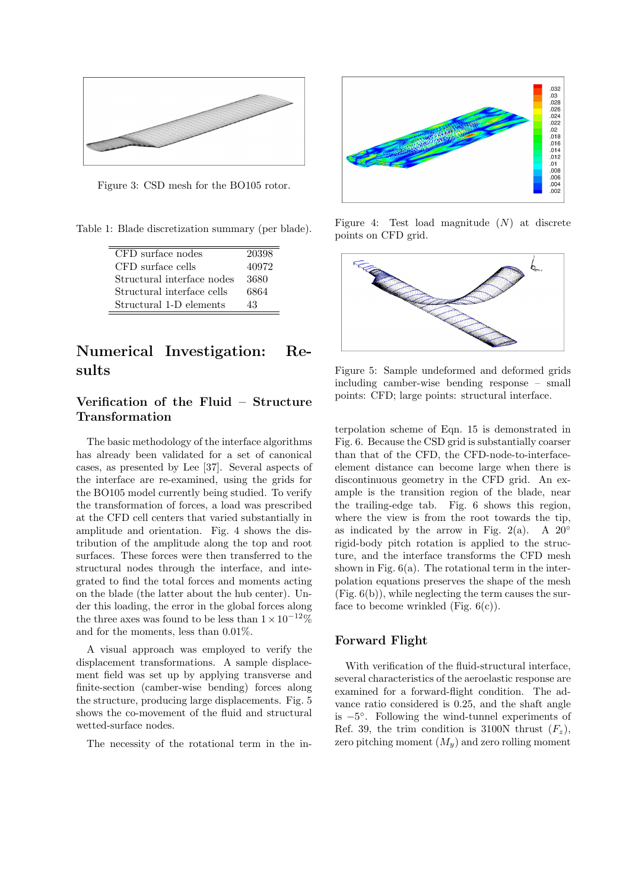Figure 3: CSD mesh for the BO105 rotor.

Table 1: Blade discretization summary (per blade).

| | |
|---|---|
| CFD surface nodes | 20398 |
| CFD surface cells | 40972 |
| Structural interface nodes | 3680 |
| Structural interface cells | 6864 |
| Structural 1-D elements | 43 |

# Numerical Investigation: Results

## Verification of the Fluid – Structure Transformation

The basic methodology of the interface algorithms has already been validated for a set of canonical cases, as presented by Lee [37]. Several aspects of the interface are re-examined, using the grids for the BO105 model currently being studied. To verify the transformation of forces, a load was prescribed at the CFD cell centers that varied substantially in amplitude and orientation. Fig. 4 shows the distribution of the amplitude along the top and root surfaces. These forces were then transferred to the structural nodes through the interface, and integrated to find the total forces and moments acting on the blade (the latter about the hub center). Under this loading, the error in the global forces along the three axes was found to be less than $1 \times 10^{-12}\%$ and for the moments, less than 0.01%.

A visual approach was employed to verify the displacement transformations. A sample displacement field was set up by applying transverse and finite-section (camber-wise bending) forces along the structure, producing large displacements. Fig. 5 shows the co-movement of the fluid and structural wetted-surface nodes.

The necessity of the rotational term in the interpolation scheme of Eqn. 15 is demonstrated in Fig. 6. Because the CSD grid is substantially coarser than that of the CFD, the CFD-node-to-interface-element distance can become large when there is discontinuous geometry in the CFD grid. An example is the transition region of the blade, near the trailing-edge tab. Fig. 6 shows this region, where the view is from the root towards the tip, as indicated by the arrow in Fig. 2(a). A 20° rigid-body pitch rotation is applied to the structure, and the interface transforms the CFD mesh shown in Fig. 6(a). The rotational term in the interpolation equations preserves the shape of the mesh (Fig. 6(b)), while neglecting the term causes the surface to become wrinkled (Fig. 6(c)).

Figure 4: Test load magnitude ($N$) at discrete points on CFD grid.

Figure 5: Sample undeformed and deformed grids including camber-wise bending response – small points: CFD; large points: structural interface.

## Forward Flight

With verification of the fluid-structural interface, several characteristics of the aeroelastic response are examined for a forward-flight condition. The advance ratio considered is 0.25, and the shaft angle is $-5°$. Following the wind-tunnel experiments of Ref. 39, the trim condition is 3100N thrust ($F_z$), zero pitching moment ($M_y$) and zero rolling moment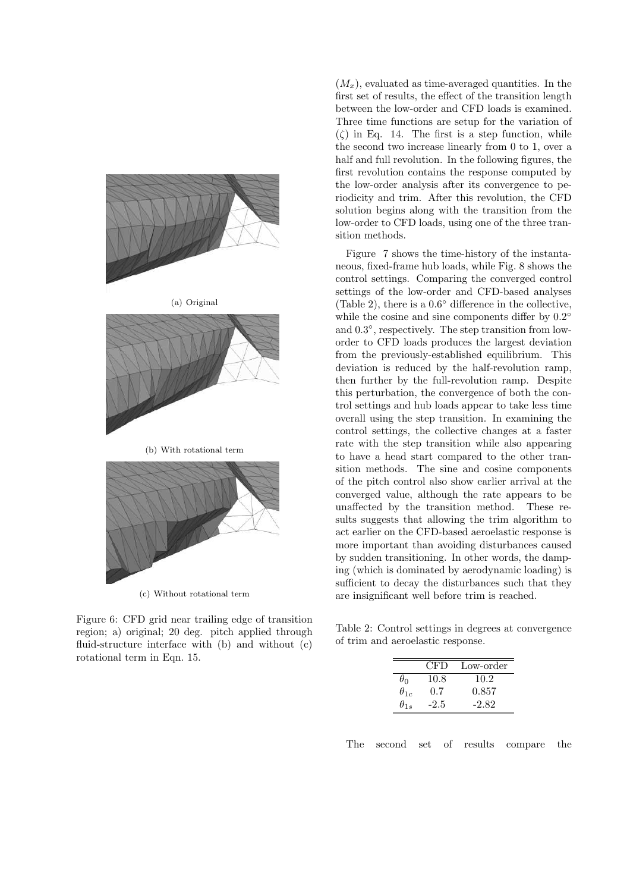(a) Original

(b) With rotational term

(c) Without rotational term

Figure 6: CFD grid near trailing edge of transition region; a) original; 20 deg. pitch applied through fluid-structure interface with (b) and without (c) rotational term in Eqn. 15.

($M_x$), evaluated as time-averaged quantities. In the first set of results, the effect of the transition length between the low-order and CFD loads is examined. Three time functions are setup for the variation of ($\zeta$) in Eq. 14. The first is a step function, while the second two increase linearly from 0 to 1, over a half and full revolution. In the following figures, the first revolution contains the response computed by the low-order analysis after its convergence to periodicity and trim. After this revolution, the CFD solution begins along with the transition from the low-order to CFD loads, using one of the three transition methods.

Figure 7 shows the time-history of the instantaneous, fixed-frame hub loads, while Fig. 8 shows the control settings. Comparing the converged control settings of the low-order and CFD-based analyses (Table 2), there is a $0.6^\circ$ difference in the collective, while the cosine and sine components differ by $0.2^\circ$ and $0.3^\circ$, respectively. The step transition from low-order to CFD loads produces the largest deviation from the previously-established equilibrium. This deviation is reduced by the half-revolution ramp, then further by the full-revolution ramp. Despite this perturbation, the convergence of both the control settings and hub loads appear to take less time overall using the step transition. In examining the control settings, the collective changes at a faster rate with the step transition while also appearing to have a head start compared to the other transition methods. The sine and cosine components of the pitch control also show earlier arrival at the converged value, although the rate appears to be unaffected by the transition method. These results suggests that allowing the trim algorithm to act earlier on the CFD-based aeroelastic response is more important than avoiding disturbances caused by sudden transitioning. In other words, the damping (which is dominated by aerodynamic loading) is sufficient to decay the disturbances such that they are insignificant well before trim is reached.

Table 2: Control settings in degrees at convergence of trim and aeroelastic response.

| | CFD | Low-order |
|---|---|---|
| $\theta_0$ | 10.8 | 10.2 |
| $\theta_{1c}$ | 0.7 | 0.857 |
| $\theta_{1s}$ | -2.5 | -2.82 |

The second set of results compare the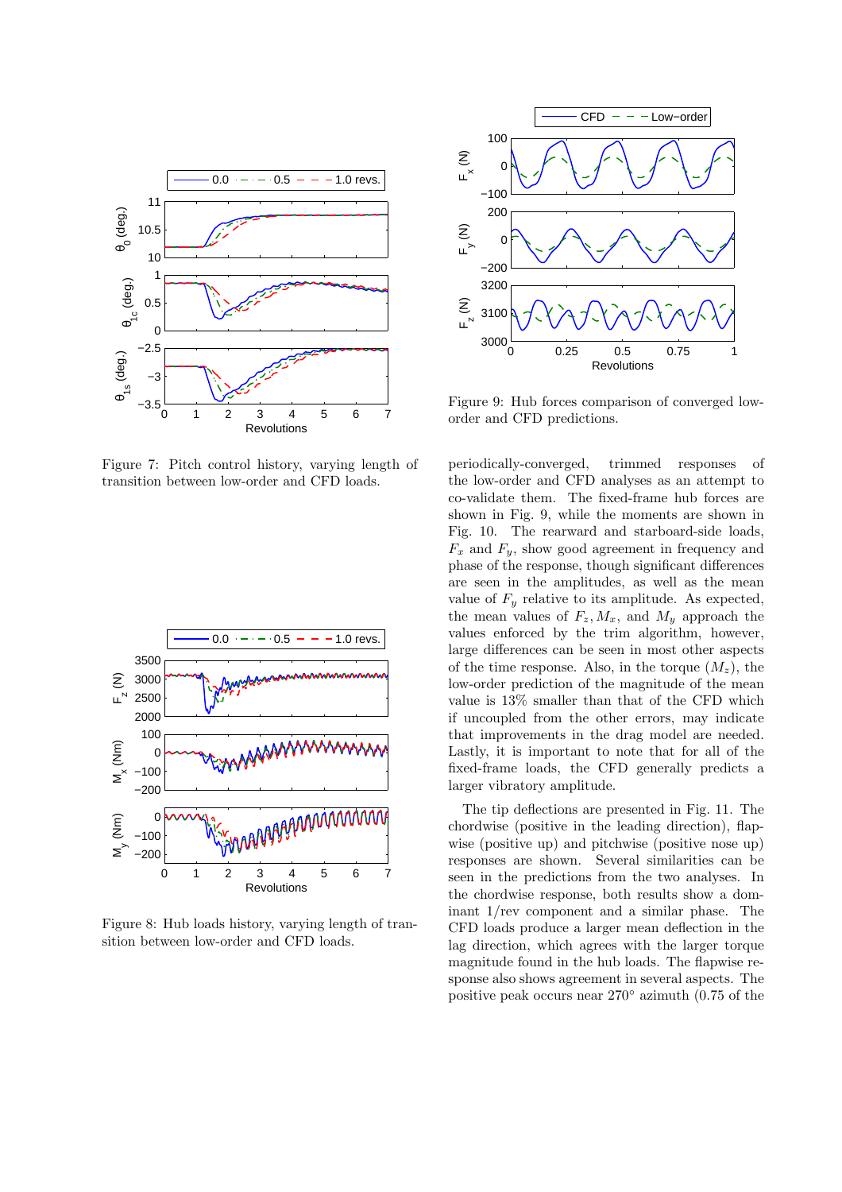Figure 7: Pitch control history, varying length of transition between low-order and CFD loads.

Figure 8: Hub loads history, varying length of transition between low-order and CFD loads.

Figure 9: Hub forces comparison of converged low-order and CFD predictions.

periodically-converged, trimmed responses of the low-order and CFD analyses as an attempt to co-validate them. The fixed-frame hub forces are shown in Fig. 9, while the moments are shown in Fig. 10. The rearward and starboard-side loads, $F_x$ and $F_y$, show good agreement in frequency and phase of the response, though significant differences are seen in the amplitudes, as well as the mean value of $F_y$ relative to its amplitude. As expected, the mean values of $F_z, M_x$, and $M_y$ approach the values enforced by the trim algorithm, however, large differences can be seen in most other aspects of the time response. Also, in the torque ($M_z$), the low-order prediction of the magnitude of the mean value is 13% smaller than that of the CFD which if uncoupled from the other errors, may indicate that improvements in the drag model are needed. Lastly, it is important to note that for all of the fixed-frame loads, the CFD generally predicts a larger vibratory amplitude.

The tip deflections are presented in Fig. 11. The chordwise (positive in the leading direction), flapwise (positive up) and pitchwise (positive nose up) responses are shown. Several similarities can be seen in the predictions from the two analyses. In the chordwise response, both results show a dominant 1/rev component and a similar phase. The CFD loads produce a larger mean deflection in the lag direction, which agrees with the larger torque magnitude found in the hub loads. The flapwise response also shows agreement in several aspects. The positive peak occurs near 270° azimuth (0.75 of the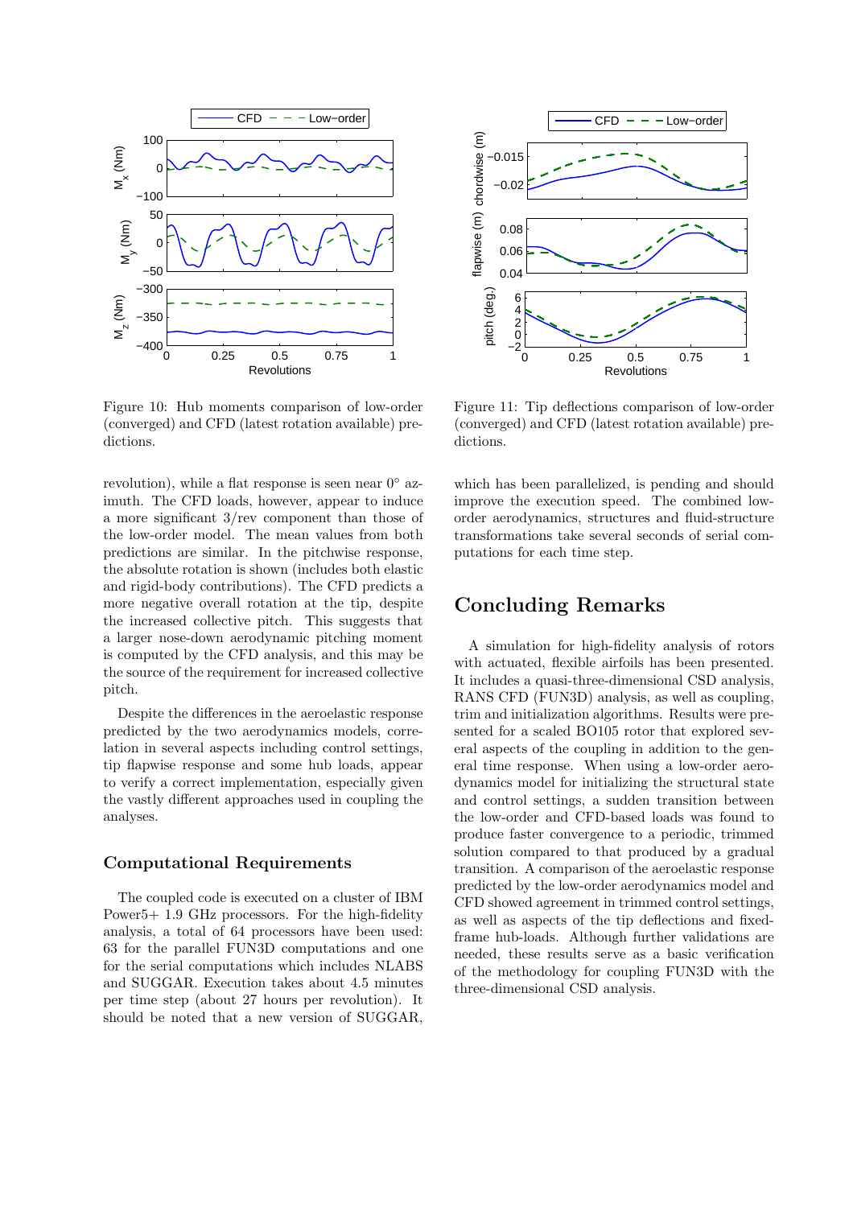Figure 10: Hub moments comparison of low-order (converged) and CFD (latest rotation available) predictions.

Figure 11: Tip deflections comparison of low-order (converged) and CFD (latest rotation available) predictions.

revolution), while a flat response is seen near 0° azimuth. The CFD loads, however, appear to induce a more significant 3/rev component than those of the low-order model. The mean values from both predictions are similar. In the pitchwise response, the absolute rotation is shown (includes both elastic and rigid-body contributions). The CFD predicts a more negative overall rotation at the tip, despite the increased collective pitch. This suggests that a larger nose-down aerodynamic pitching moment is computed by the CFD analysis, and this may be the source of the requirement for increased collective pitch.

Despite the differences in the aeroelastic response predicted by the two aerodynamics models, correlation in several aspects including control settings, tip flapwise response and some hub loads, appear to verify a correct implementation, especially given the vastly different approaches used in coupling the analyses.

### Computational Requirements

The coupled code is executed on a cluster of IBM Power5+ 1.9 GHz processors. For the high-fidelity analysis, a total of 64 processors have been used: 63 for the parallel FUN3D computations and one for the serial computations which includes NLABS and SUGGAR. Execution takes about 4.5 minutes per time step (about 27 hours per revolution). It should be noted that a new version of SUGGAR, which has been parallelized, is pending and should improve the execution speed. The combined low-order aerodynamics, structures and fluid-structure transformations take several seconds of serial computations for each time step.

## Concluding Remarks

A simulation for high-fidelity analysis of rotors with actuated, flexible airfoils has been presented. It includes a quasi-three-dimensional CSD analysis, RANS CFD (FUN3D) analysis, as well as coupling, trim and initialization algorithms. Results were presented for a scaled BO105 rotor that explored several aspects of the coupling in addition to the general time response. When using a low-order aerodynamics model for initializing the structural state and control settings, a sudden transition between the low-order and CFD-based loads was found to produce faster convergence to a periodic, trimmed solution compared to that produced by a gradual transition. A comparison of the aeroelastic response predicted by the low-order aerodynamics model and CFD showed agreement in trimmed control settings, as well as aspects of the tip deflections and fixed-frame hub-loads. Although further validations are needed, these results serve as a basic verification of the methodology for coupling FUN3D with the three-dimensional CSD analysis.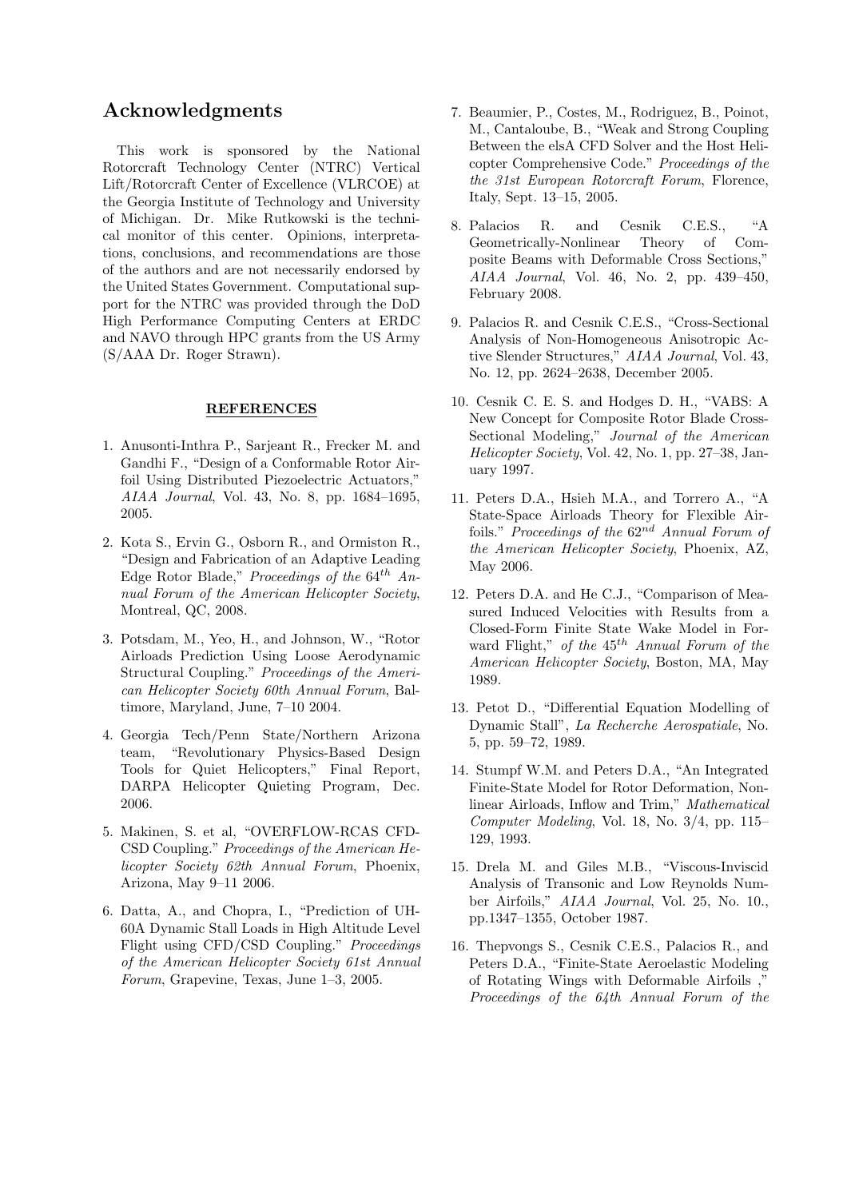## Acknowledgments

This work is sponsored by the National Rotorcraft Technology Center (NTRC) Vertical Lift/Rotorcraft Center of Excellence (VLRCOE) at the Georgia Institute of Technology and University of Michigan. Dr. Mike Rutkowski is the technical monitor of this center. Opinions, interpretations, conclusions, and recommendations are those of the authors and are not necessarily endorsed by the United States Government. Computational support for the NTRC was provided through the DoD High Performance Computing Centers at ERDC and NAVO through HPC grants from the US Army (S/AAA Dr. Roger Strawn).

## REFERENCES

1. Anusonti-Inthra P., Sarjeant R., Frecker M. and Gandhi F., "Design of a Conformable Rotor Airfoil Using Distributed Piezoelectric Actuators," *AIAA Journal*, Vol. 43, No. 8, pp. 1684–1695, 2005.

2. Kota S., Ervin G., Osborn R., and Ormiston R., "Design and Fabrication of an Adaptive Leading Edge Rotor Blade," *Proceedings of the* $64^{th}$ *Annual Forum of the American Helicopter Society*, Montreal, QC, 2008.

3. Potsdam, M., Yeo, H., and Johnson, W., "Rotor Airloads Prediction Using Loose Aerodynamic Structural Coupling." *Proceedings of the American Helicopter Society 60th Annual Forum*, Baltimore, Maryland, June, 7–10 2004.

4. Georgia Tech/Penn State/Northern Arizona team, "Revolutionary Physics-Based Design Tools for Quiet Helicopters," Final Report, DARPA Helicopter Quieting Program, Dec. 2006.

5. Makinen, S. et al, "OVERFLOW-RCAS CFD-CSD Coupling." *Proceedings of the American Helicopter Society 62th Annual Forum*, Phoenix, Arizona, May 9–11 2006.

6. Datta, A., and Chopra, I., "Prediction of UH-60A Dynamic Stall Loads in High Altitude Level Flight using CFD/CSD Coupling." *Proceedings of the American Helicopter Society 61st Annual Forum*, Grapevine, Texas, June 1–3, 2005.

7. Beaumier, P., Costes, M., Rodriguez, B., Poinot, M., Cantaloube, B., "Weak and Strong Coupling Between the elsA CFD Solver and the Host Helicopter Comprehensive Code." *Proceedings of the the 31st European Rotorcraft Forum*, Florence, Italy, Sept. 13–15, 2005.

8. Palacios R. and Cesnik C.E.S., "A Geometrically-Nonlinear Theory of Composite Beams with Deformable Cross Sections," *AIAA Journal*, Vol. 46, No. 2, pp. 439–450, February 2008.

9. Palacios R. and Cesnik C.E.S., "Cross-Sectional Analysis of Non-Homogeneous Anisotropic Active Slender Structures," *AIAA Journal*, Vol. 43, No. 12, pp. 2624–2638, December 2005.

10. Cesnik C. E. S. and Hodges D. H., "VABS: A New Concept for Composite Rotor Blade Cross-Sectional Modeling," *Journal of the American Helicopter Society*, Vol. 42, No. 1, pp. 27–38, January 1997.

11. Peters D.A., Hsieh M.A., and Torrero A., "A State-Space Airloads Theory for Flexible Airfoils." *Proceedings of the* $62^{nd}$ *Annual Forum of the American Helicopter Society*, Phoenix, AZ, May 2006.

12. Peters D.A. and He C.J., "Comparison of Measured Induced Velocities with Results from a Closed-Form Finite State Wake Model in Forward Flight," *of the* $45^{th}$ *Annual Forum of the American Helicopter Society*, Boston, MA, May 1989.

13. Petot D., "Differential Equation Modelling of Dynamic Stall", *La Recherche Aerospatiale*, No. 5, pp. 59–72, 1989.

14. Stumpf W.M. and Peters D.A., "An Integrated Finite-State Model for Rotor Deformation, Nonlinear Airloads, Inflow and Trim," *Mathematical Computer Modeling*, Vol. 18, No. 3/4, pp. 115–129, 1993.

15. Drela M. and Giles M.B., "Viscous-Inviscid Analysis of Transonic and Low Reynolds Number Airfoils," *AIAA Journal*, Vol. 25, No. 10., pp.1347–1355, October 1987.

16. Thepvongs S., Cesnik C.E.S., Palacios R., and Peters D.A., "Finite-State Aeroelastic Modeling of Rotating Wings with Deformable Airfoils ," *Proceedings of the 64th Annual Forum of the*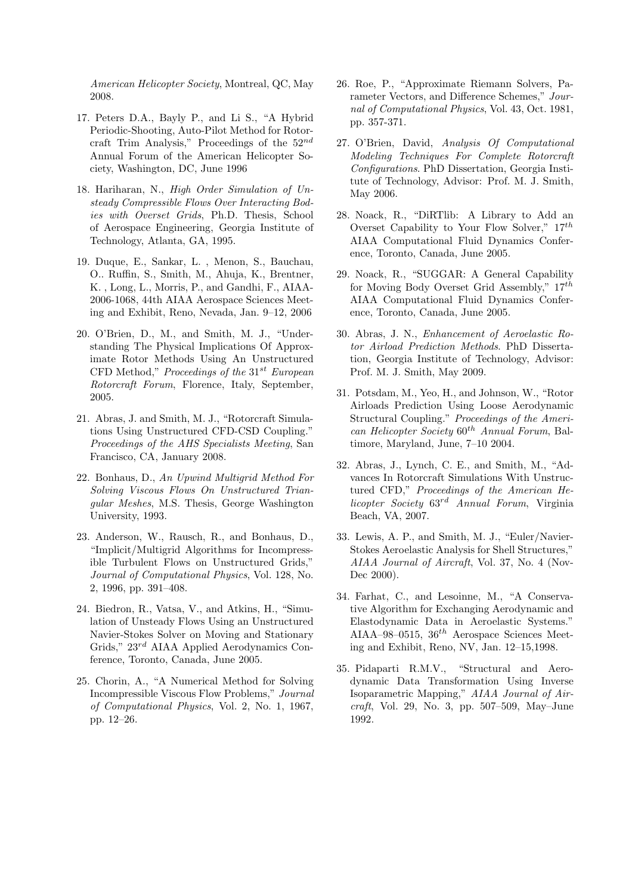*American Helicopter Society*, Montreal, QC, May 2008.

17. Peters D.A., Bayly P., and Li S., "A Hybrid Periodic-Shooting, Auto-Pilot Method for Rotorcraft Trim Analysis," Proceedings of the $52^{nd}$ Annual Forum of the American Helicopter Society, Washington, DC, June 1996

18. Hariharan, N., *High Order Simulation of Unsteady Compressible Flows Over Interacting Bodies with Overset Grids*, Ph.D. Thesis, School of Aerospace Engineering, Georgia Institute of Technology, Atlanta, GA, 1995.

19. Duque, E., Sankar, L. , Menon, S., Bauchau, O.. Ruffin, S., Smith, M., Ahuja, K., Brentner, K. , Long, L., Morris, P., and Gandhi, F., AIAA-2006-1068, 44th AIAA Aerospace Sciences Meeting and Exhibit, Reno, Nevada, Jan. 9–12, 2006

20. O'Brien, D., M., and Smith, M. J., "Understanding The Physical Implications Of Approximate Rotor Methods Using An Unstructured CFD Method," *Proceedings of the* $31^{st}$ *European Rotorcraft Forum*, Florence, Italy, September, 2005.

21. Abras, J. and Smith, M. J., "Rotorcraft Simulations Using Unstructured CFD-CSD Coupling." *Proceedings of the AHS Specialists Meeting*, San Francisco, CA, January 2008.

22. Bonhaus, D., *An Upwind Multigrid Method For Solving Viscous Flows On Unstructured Triangular Meshes*, M.S. Thesis, George Washington University, 1993.

23. Anderson, W., Rausch, R., and Bonhaus, D., "Implicit/Multigrid Algorithms for Incompressible Turbulent Flows on Unstructured Grids," *Journal of Computational Physics*, Vol. 128, No. 2, 1996, pp. 391–408.

24. Biedron, R., Vatsa, V., and Atkins, H., "Simulation of Unsteady Flows Using an Unstructured Navier-Stokes Solver on Moving and Stationary Grids," $23^{rd}$ AIAA Applied Aerodynamics Conference, Toronto, Canada, June 2005.

25. Chorin, A., "A Numerical Method for Solving Incompressible Viscous Flow Problems," *Journal of Computational Physics*, Vol. 2, No. 1, 1967, pp. 12–26.

26. Roe, P., "Approximate Riemann Solvers, Parameter Vectors, and Difference Schemes," *Journal of Computational Physics*, Vol. 43, Oct. 1981, pp. 357-371.

27. O'Brien, David, *Analysis Of Computational Modeling Techniques For Complete Rotorcraft Configurations*. PhD Dissertation, Georgia Institute of Technology, Advisor: Prof. M. J. Smith, May 2006.

28. Noack, R., "DiRTlib: A Library to Add an Overset Capability to Your Flow Solver," $17^{th}$ AIAA Computational Fluid Dynamics Conference, Toronto, Canada, June 2005.

29. Noack, R., "SUGGAR: A General Capability for Moving Body Overset Grid Assembly," $17^{th}$ AIAA Computational Fluid Dynamics Conference, Toronto, Canada, June 2005.

30. Abras, J. N., *Enhancement of Aeroelastic Rotor Airload Prediction Methods*. PhD Dissertation, Georgia Institute of Technology, Advisor: Prof. M. J. Smith, May 2009.

31. Potsdam, M., Yeo, H., and Johnson, W., "Rotor Airloads Prediction Using Loose Aerodynamic Structural Coupling." *Proceedings of the American Helicopter Society* $60^{th}$ *Annual Forum*, Baltimore, Maryland, June, 7–10 2004.

32. Abras, J., Lynch, C. E., and Smith, M., "Advances In Rotorcraft Simulations With Unstructured CFD," *Proceedings of the American Helicopter Society* $63^{rd}$ *Annual Forum*, Virginia Beach, VA, 2007.

33. Lewis, A. P., and Smith, M. J., "Euler/Navier-Stokes Aeroelastic Analysis for Shell Structures," *AIAA Journal of Aircraft*, Vol. 37, No. 4 (Nov-Dec 2000).

34. Farhat, C., and Lesoinne, M., "A Conservative Algorithm for Exchanging Aerodynamic and Elastodynamic Data in Aeroelastic Systems." AIAA–98–0515, $36^{th}$ Aerospace Sciences Meeting and Exhibit, Reno, NV, Jan. 12–15,1998.

35. Pidaparti R.M.V., "Structural and Aerodynamic Data Transformation Using Inverse Isoparametric Mapping," *AIAA Journal of Aircraft*, Vol. 29, No. 3, pp. 507–509, May–June 1992.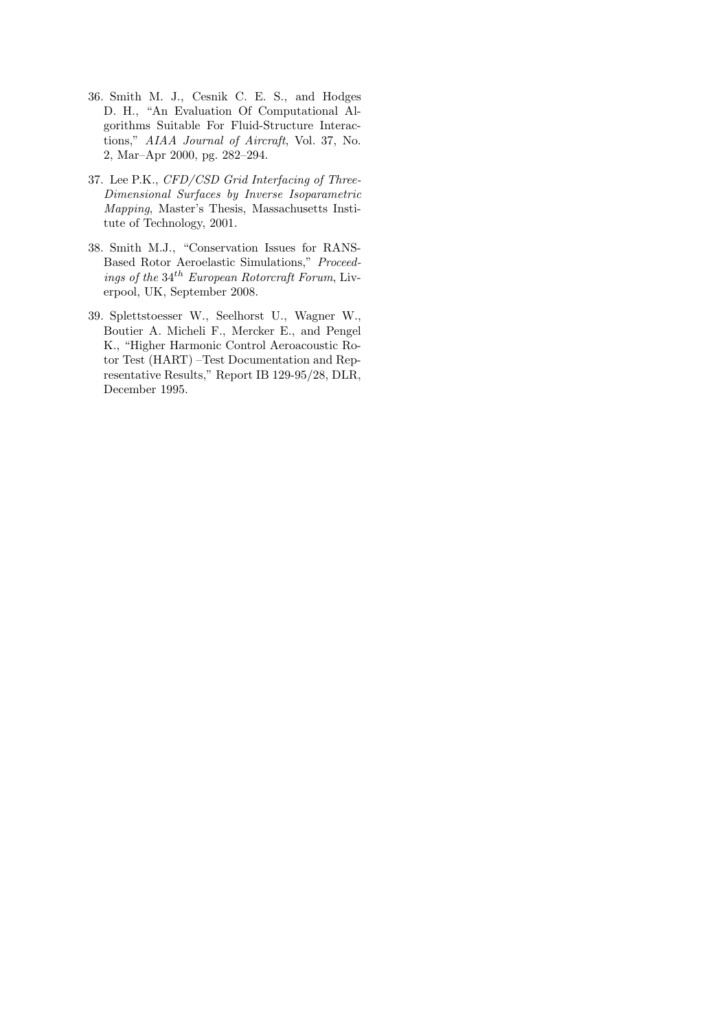36. Smith M. J., Cesnik C. E. S., and Hodges D. H., "An Evaluation Of Computational Algorithms Suitable For Fluid-Structure Interactions," *AIAA Journal of Aircraft*, Vol. 37, No. 2, Mar–Apr 2000, pg. 282–294.

37. Lee P.K., *CFD/CSD Grid Interfacing of Three-Dimensional Surfaces by Inverse Isoparametric Mapping*, Master's Thesis, Massachusetts Institute of Technology, 2001.

38. Smith M.J., "Conservation Issues for RANS-Based Rotor Aeroelastic Simulations," *Proceedings of the* $34^{th}$ *European Rotorcraft Forum*, Liverpool, UK, September 2008.

39. Splettstoesser W., Seelhorst U., Wagner W., Boutier A. Micheli F., Mercker E., and Pengel K., "Higher Harmonic Control Aeroacoustic Rotor Test (HART) –Test Documentation and Representative Results," Report IB 129-95/28, DLR, December 1995.